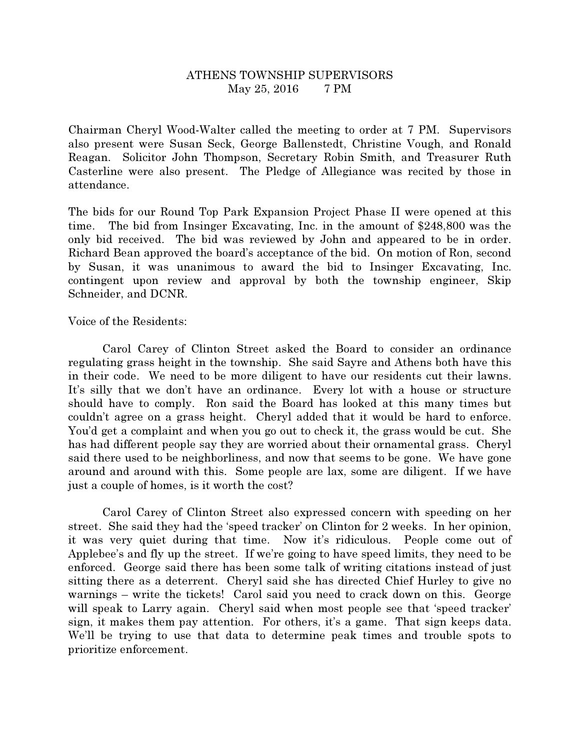# ATHENS TOWNSHIP SUPERVISORS
May 25, 2016 7 PM

Chairman Cheryl Wood-Walter called the meeting to order at 7 PM. Supervisors also present were Susan Seck, George Ballenstedt, Christine Vough, and Ronald Reagan. Solicitor John Thompson, Secretary Robin Smith, and Treasurer Ruth Casterline were also present. The Pledge of Allegiance was recited by those in attendance.

The bids for our Round Top Park Expansion Project Phase II were opened at this time. The bid from Insinger Excavating, Inc. in the amount of $248,800 was the only bid received. The bid was reviewed by John and appeared to be in order. Richard Bean approved the board's acceptance of the bid. On motion of Ron, second by Susan, it was unanimous to award the bid to Insinger Excavating, Inc. contingent upon review and approval by both the township engineer, Skip Schneider, and DCNR.

Voice of the Residents:

Carol Carey of Clinton Street asked the Board to consider an ordinance regulating grass height in the township. She said Sayre and Athens both have this in their code. We need to be more diligent to have our residents cut their lawns. It's silly that we don't have an ordinance. Every lot with a house or structure should have to comply. Ron said the Board has looked at this many times but couldn't agree on a grass height. Cheryl added that it would be hard to enforce. You'd get a complaint and when you go out to check it, the grass would be cut. She has had different people say they are worried about their ornamental grass. Cheryl said there used to be neighborliness, and now that seems to be gone. We have gone around and around with this. Some people are lax, some are diligent. If we have just a couple of homes, is it worth the cost?

Carol Carey of Clinton Street also expressed concern with speeding on her street. She said they had the 'speed tracker' on Clinton for 2 weeks. In her opinion, it was very quiet during that time. Now it's ridiculous. People come out of Applebee's and fly up the street. If we're going to have speed limits, they need to be enforced. George said there has been some talk of writing citations instead of just sitting there as a deterrent. Cheryl said she has directed Chief Hurley to give no warnings – write the tickets! Carol said you need to crack down on this. George will speak to Larry again. Cheryl said when most people see that 'speed tracker' sign, it makes them pay attention. For others, it's a game. That sign keeps data. We'll be trying to use that data to determine peak times and trouble spots to prioritize enforcement.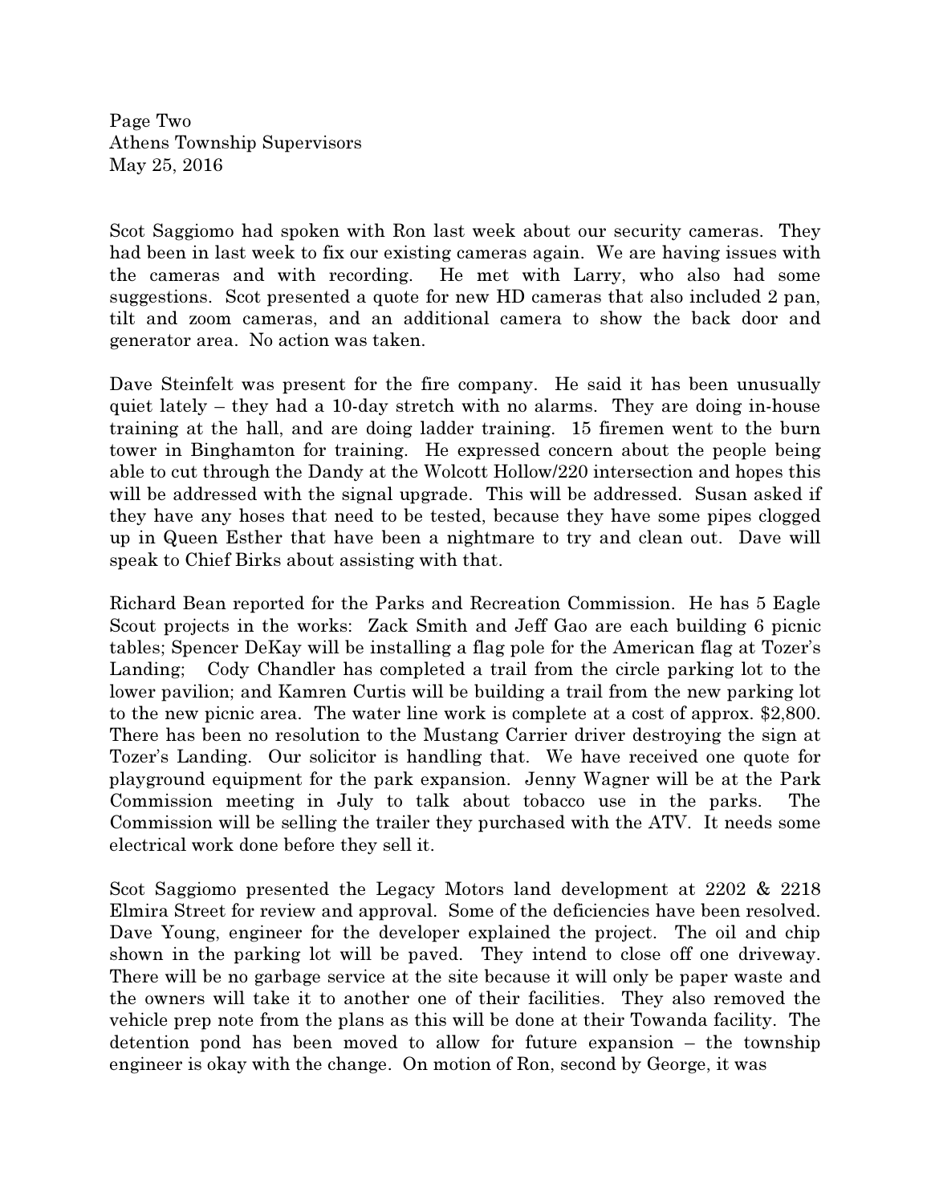Scot Saggiomo had spoken with Ron last week about our security cameras. They had been in last week to fix our existing cameras again. We are having issues with the cameras and with recording. He met with Larry, who also had some suggestions. Scot presented a quote for new HD cameras that also included 2 pan, tilt and zoom cameras, and an additional camera to show the back door and generator area. No action was taken.

Dave Steinfelt was present for the fire company. He said it has been unusually quiet lately – they had a 10-day stretch with no alarms. They are doing in-house training at the hall, and are doing ladder training. 15 firemen went to the burn tower in Binghamton for training. He expressed concern about the people being able to cut through the Dandy at the Wolcott Hollow/220 intersection and hopes this will be addressed with the signal upgrade. This will be addressed. Susan asked if they have any hoses that need to be tested, because they have some pipes clogged up in Queen Esther that have been a nightmare to try and clean out. Dave will speak to Chief Birks about assisting with that.

Richard Bean reported for the Parks and Recreation Commission. He has 5 Eagle Scout projects in the works: Zack Smith and Jeff Gao are each building 6 picnic tables; Spencer DeKay will be installing a flag pole for the American flag at Tozer's Landing; Cody Chandler has completed a trail from the circle parking lot to the lower pavilion; and Kamren Curtis will be building a trail from the new parking lot to the new picnic area. The water line work is complete at a cost of approx. $2,800. There has been no resolution to the Mustang Carrier driver destroying the sign at Tozer's Landing. Our solicitor is handling that. We have received one quote for playground equipment for the park expansion. Jenny Wagner will be at the Park Commission meeting in July to talk about tobacco use in the parks. The Commission will be selling the trailer they purchased with the ATV. It needs some electrical work done before they sell it.

Scot Saggiomo presented the Legacy Motors land development at 2202 & 2218 Elmira Street for review and approval. Some of the deficiencies have been resolved. Dave Young, engineer for the developer explained the project. The oil and chip shown in the parking lot will be paved. They intend to close off one driveway. There will be no garbage service at the site because it will only be paper waste and the owners will take it to another one of their facilities. They also removed the vehicle prep note from the plans as this will be done at their Towanda facility. The detention pond has been moved to allow for future expansion – the township engineer is okay with the change. On motion of Ron, second by George, it was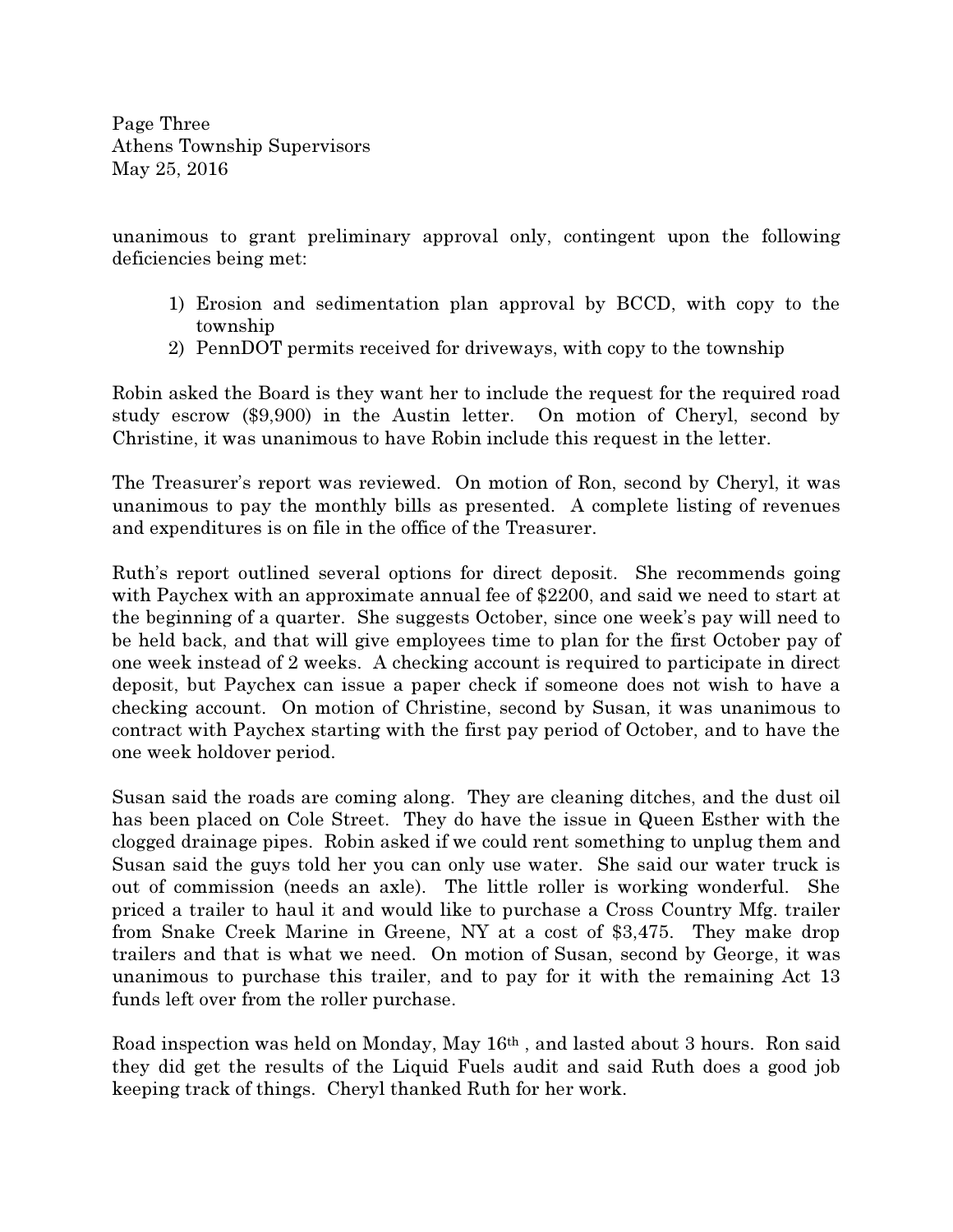unanimous to grant preliminary approval only, contingent upon the following deficiencies being met:

1) Erosion and sedimentation plan approval by BCCD, with copy to the township
2) PennDOT permits received for driveways, with copy to the township

Robin asked the Board is they want her to include the request for the required road study escrow ($9,900) in the Austin letter. On motion of Cheryl, second by Christine, it was unanimous to have Robin include this request in the letter.

The Treasurer's report was reviewed. On motion of Ron, second by Cheryl, it was unanimous to pay the monthly bills as presented. A complete listing of revenues and expenditures is on file in the office of the Treasurer.

Ruth's report outlined several options for direct deposit. She recommends going with Paychex with an approximate annual fee of $2200, and said we need to start at the beginning of a quarter. She suggests October, since one week's pay will need to be held back, and that will give employees time to plan for the first October pay of one week instead of 2 weeks. A checking account is required to participate in direct deposit, but Paychex can issue a paper check if someone does not wish to have a checking account. On motion of Christine, second by Susan, it was unanimous to contract with Paychex starting with the first pay period of October, and to have the one week holdover period.

Susan said the roads are coming along. They are cleaning ditches, and the dust oil has been placed on Cole Street. They do have the issue in Queen Esther with the clogged drainage pipes. Robin asked if we could rent something to unplug them and Susan said the guys told her you can only use water. She said our water truck is out of commission (needs an axle). The little roller is working wonderful. She priced a trailer to haul it and would like to purchase a Cross Country Mfg. trailer from Snake Creek Marine in Greene, NY at a cost of $3,475. They make drop trailers and that is what we need. On motion of Susan, second by George, it was unanimous to purchase this trailer, and to pay for it with the remaining Act 13 funds left over from the roller purchase.

Road inspection was held on Monday, May 16th, and lasted about 3 hours. Ron said they did get the results of the Liquid Fuels audit and said Ruth does a good job keeping track of things. Cheryl thanked Ruth for her work.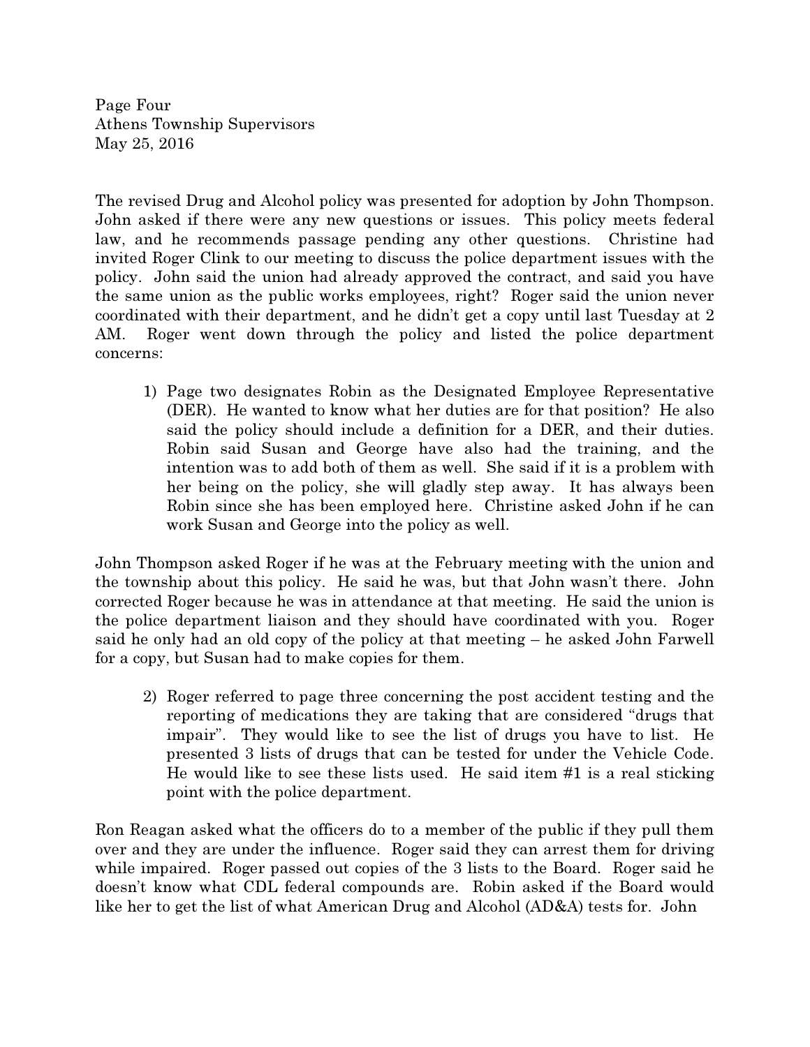The revised Drug and Alcohol policy was presented for adoption by John Thompson. John asked if there were any new questions or issues. This policy meets federal law, and he recommends passage pending any other questions. Christine had invited Roger Clink to our meeting to discuss the police department issues with the policy. John said the union had already approved the contract, and said you have the same union as the public works employees, right? Roger said the union never coordinated with their department, and he didn't get a copy until last Tuesday at 2 AM. Roger went down through the policy and listed the police department concerns:

1) Page two designates Robin as the Designated Employee Representative (DER). He wanted to know what her duties are for that position? He also said the policy should include a definition for a DER, and their duties. Robin said Susan and George have also had the training, and the intention was to add both of them as well. She said if it is a problem with her being on the policy, she will gladly step away. It has always been Robin since she has been employed here. Christine asked John if he can work Susan and George into the policy as well.

John Thompson asked Roger if he was at the February meeting with the union and the township about this policy. He said he was, but that John wasn't there. John corrected Roger because he was in attendance at that meeting. He said the union is the police department liaison and they should have coordinated with you. Roger said he only had an old copy of the policy at that meeting – he asked John Farwell for a copy, but Susan had to make copies for them.

2) Roger referred to page three concerning the post accident testing and the reporting of medications they are taking that are considered "drugs that impair". They would like to see the list of drugs you have to list. He presented 3 lists of drugs that can be tested for under the Vehicle Code. He would like to see these lists used. He said item #1 is a real sticking point with the police department.

Ron Reagan asked what the officers do to a member of the public if they pull them over and they are under the influence. Roger said they can arrest them for driving while impaired. Roger passed out copies of the 3 lists to the Board. Roger said he doesn't know what CDL federal compounds are. Robin asked if the Board would like her to get the list of what American Drug and Alcohol (AD&A) tests for. John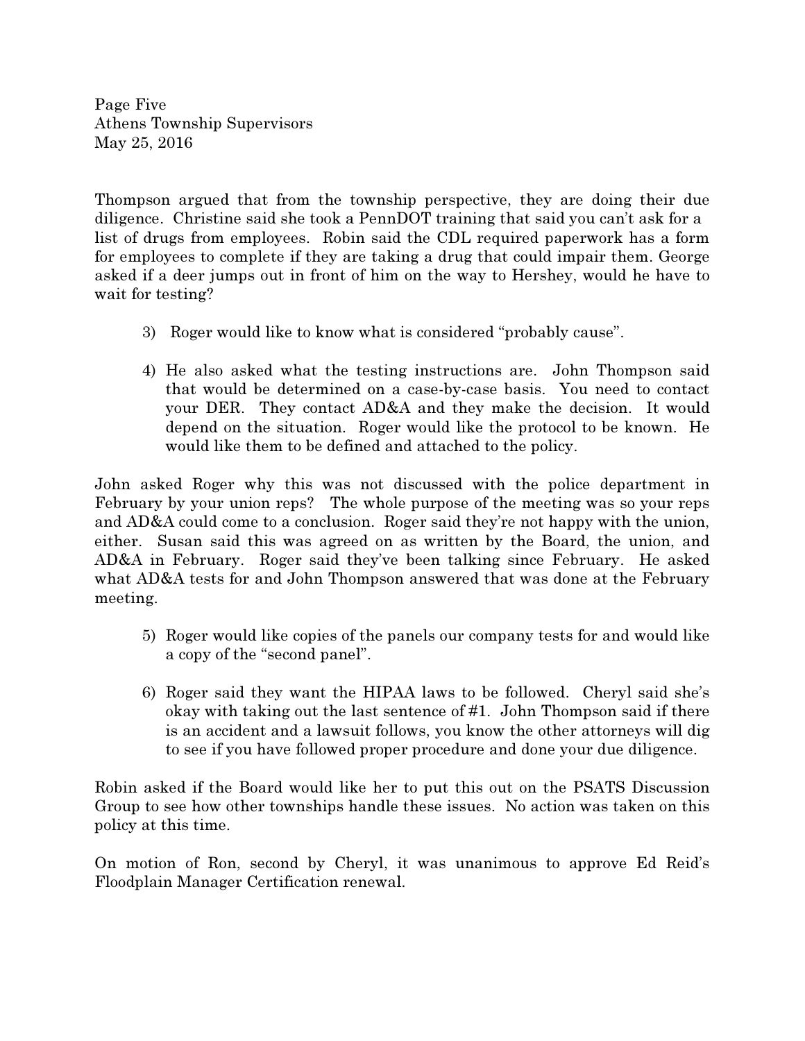Thompson argued that from the township perspective, they are doing their due diligence. Christine said she took a PennDOT training that said you can't ask for a list of drugs from employees. Robin said the CDL required paperwork has a form for employees to complete if they are taking a drug that could impair them. George asked if a deer jumps out in front of him on the way to Hershey, would he have to wait for testing?

3) Roger would like to know what is considered "probably cause".

4) He also asked what the testing instructions are. John Thompson said that would be determined on a case-by-case basis. You need to contact your DER. They contact AD&A and they make the decision. It would depend on the situation. Roger would like the protocol to be known. He would like them to be defined and attached to the policy.

John asked Roger why this was not discussed with the police department in February by your union reps? The whole purpose of the meeting was so your reps and AD&A could come to a conclusion. Roger said they're not happy with the union, either. Susan said this was agreed on as written by the Board, the union, and AD&A in February. Roger said they've been talking since February. He asked what AD&A tests for and John Thompson answered that was done at the February meeting.

5) Roger would like copies of the panels our company tests for and would like a copy of the "second panel".

6) Roger said they want the HIPAA laws to be followed. Cheryl said she's okay with taking out the last sentence of #1. John Thompson said if there is an accident and a lawsuit follows, you know the other attorneys will dig to see if you have followed proper procedure and done your due diligence.

Robin asked if the Board would like her to put this out on the PSATS Discussion Group to see how other townships handle these issues. No action was taken on this policy at this time.

On motion of Ron, second by Cheryl, it was unanimous to approve Ed Reid's Floodplain Manager Certification renewal.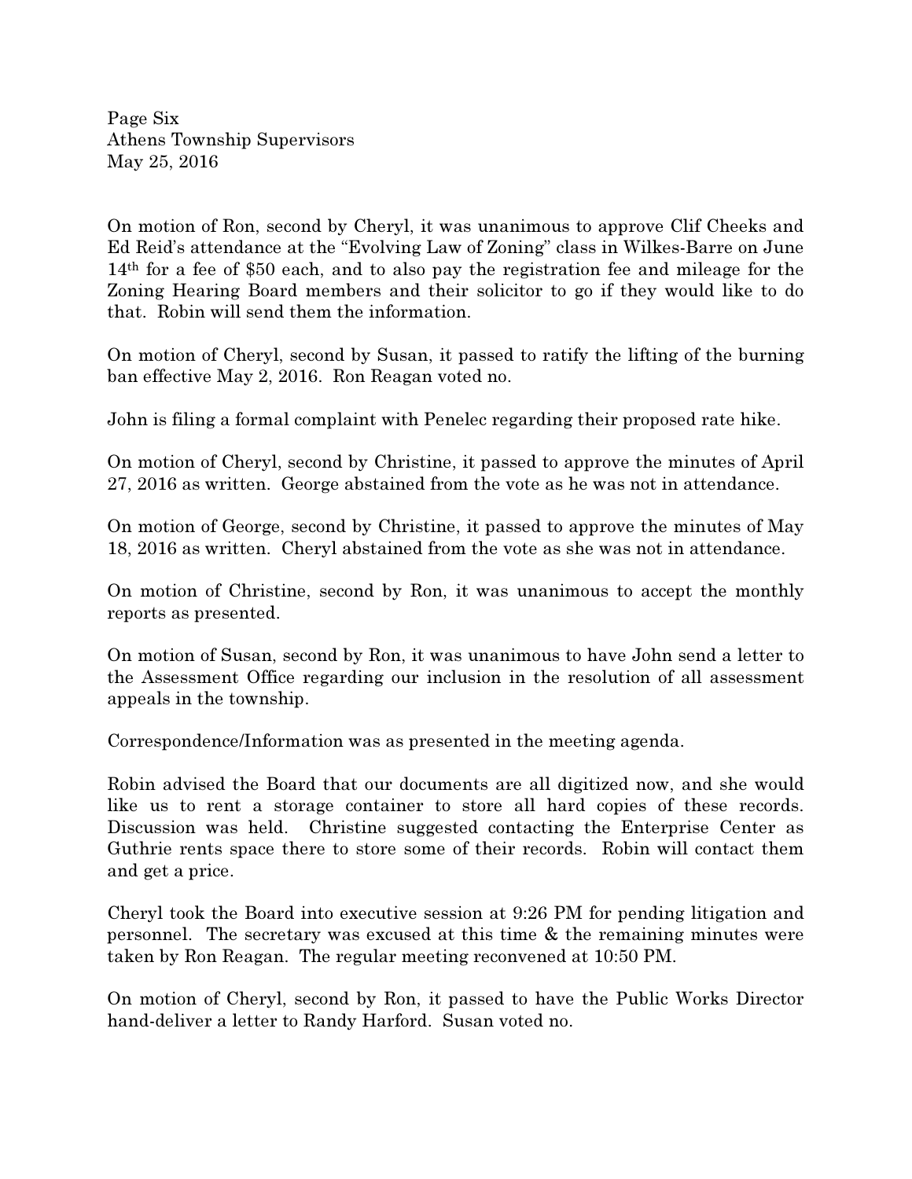On motion of Ron, second by Cheryl, it was unanimous to approve Clif Cheeks and Ed Reid's attendance at the "Evolving Law of Zoning" class in Wilkes-Barre on June 14th for a fee of $50 each, and to also pay the registration fee and mileage for the Zoning Hearing Board members and their solicitor to go if they would like to do that. Robin will send them the information.

On motion of Cheryl, second by Susan, it passed to ratify the lifting of the burning ban effective May 2, 2016. Ron Reagan voted no.

John is filing a formal complaint with Penelec regarding their proposed rate hike.

On motion of Cheryl, second by Christine, it passed to approve the minutes of April 27, 2016 as written. George abstained from the vote as he was not in attendance.

On motion of George, second by Christine, it passed to approve the minutes of May 18, 2016 as written. Cheryl abstained from the vote as she was not in attendance.

On motion of Christine, second by Ron, it was unanimous to accept the monthly reports as presented.

On motion of Susan, second by Ron, it was unanimous to have John send a letter to the Assessment Office regarding our inclusion in the resolution of all assessment appeals in the township.

Correspondence/Information was as presented in the meeting agenda.

Robin advised the Board that our documents are all digitized now, and she would like us to rent a storage container to store all hard copies of these records. Discussion was held. Christine suggested contacting the Enterprise Center as Guthrie rents space there to store some of their records. Robin will contact them and get a price.

Cheryl took the Board into executive session at 9:26 PM for pending litigation and personnel. The secretary was excused at this time & the remaining minutes were taken by Ron Reagan. The regular meeting reconvened at 10:50 PM.

On motion of Cheryl, second by Ron, it passed to have the Public Works Director hand-deliver a letter to Randy Harford. Susan voted no.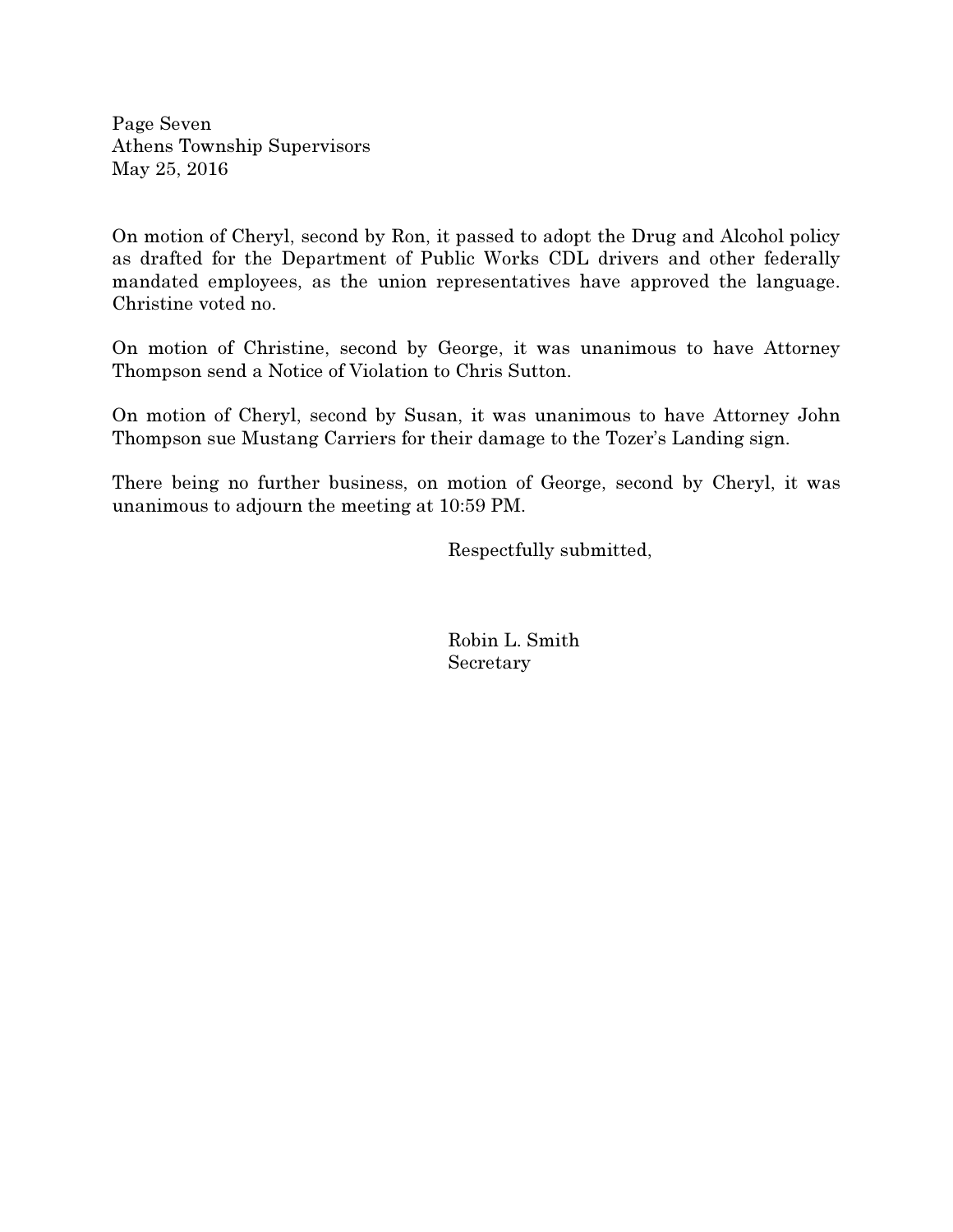On motion of Cheryl, second by Ron, it passed to adopt the Drug and Alcohol policy as drafted for the Department of Public Works CDL drivers and other federally mandated employees, as the union representatives have approved the language. Christine voted no.

On motion of Christine, second by George, it was unanimous to have Attorney Thompson send a Notice of Violation to Chris Sutton.

On motion of Cheryl, second by Susan, it was unanimous to have Attorney John Thompson sue Mustang Carriers for their damage to the Tozer's Landing sign.

There being no further business, on motion of George, second by Cheryl, it was unanimous to adjourn the meeting at 10:59 PM.

Respectfully submitted,

Robin L. Smith
Secretary